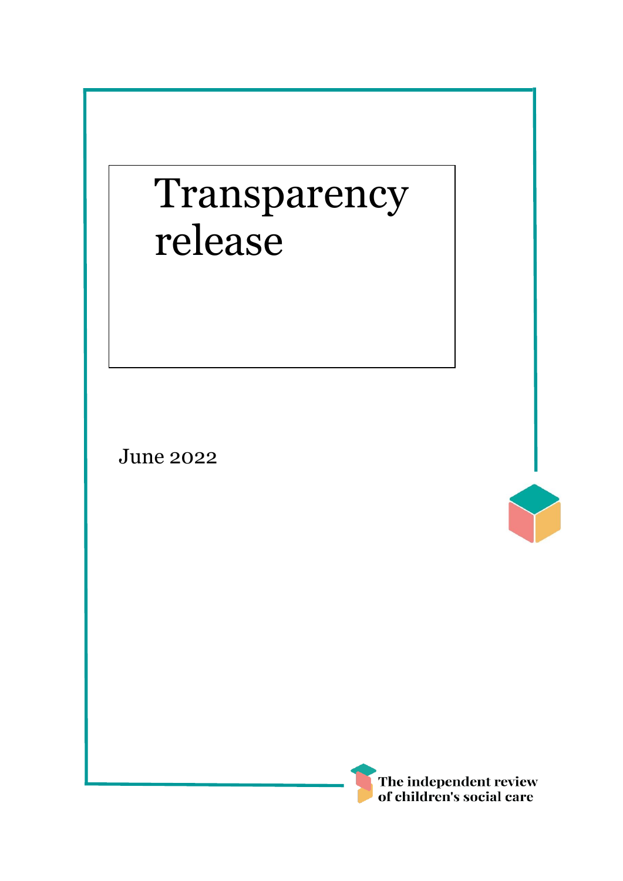# Transparency release

June 2022

The independent review of children's social care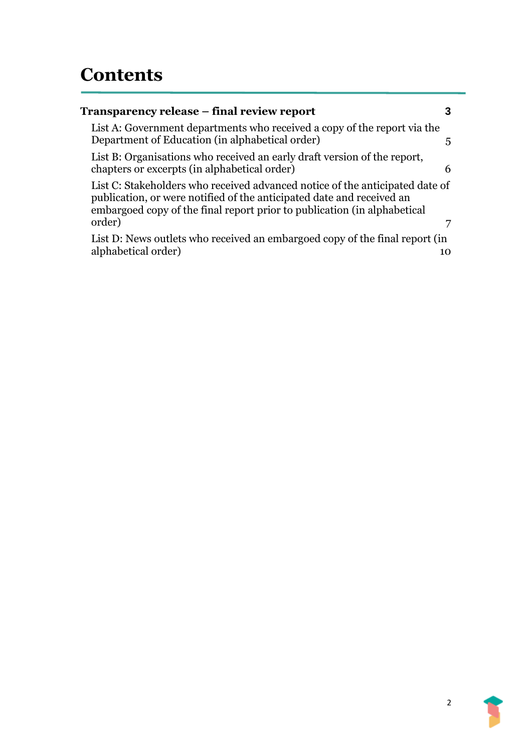# Contents

**Transparency release – final review report** 3

List A: Government departments who received a copy of the report via the Department of Education (in alphabetical order) 5

List B: Organisations who received an early draft version of the report, chapters or excerpts (in alphabetical order) 6

List C: Stakeholders who received advanced notice of the anticipated date of publication, or were notified of the anticipated date and received an embargoed copy of the final report prior to publication (in alphabetical order) 7

List D: News outlets who received an embargoed copy of the final report (in alphabetical order) 10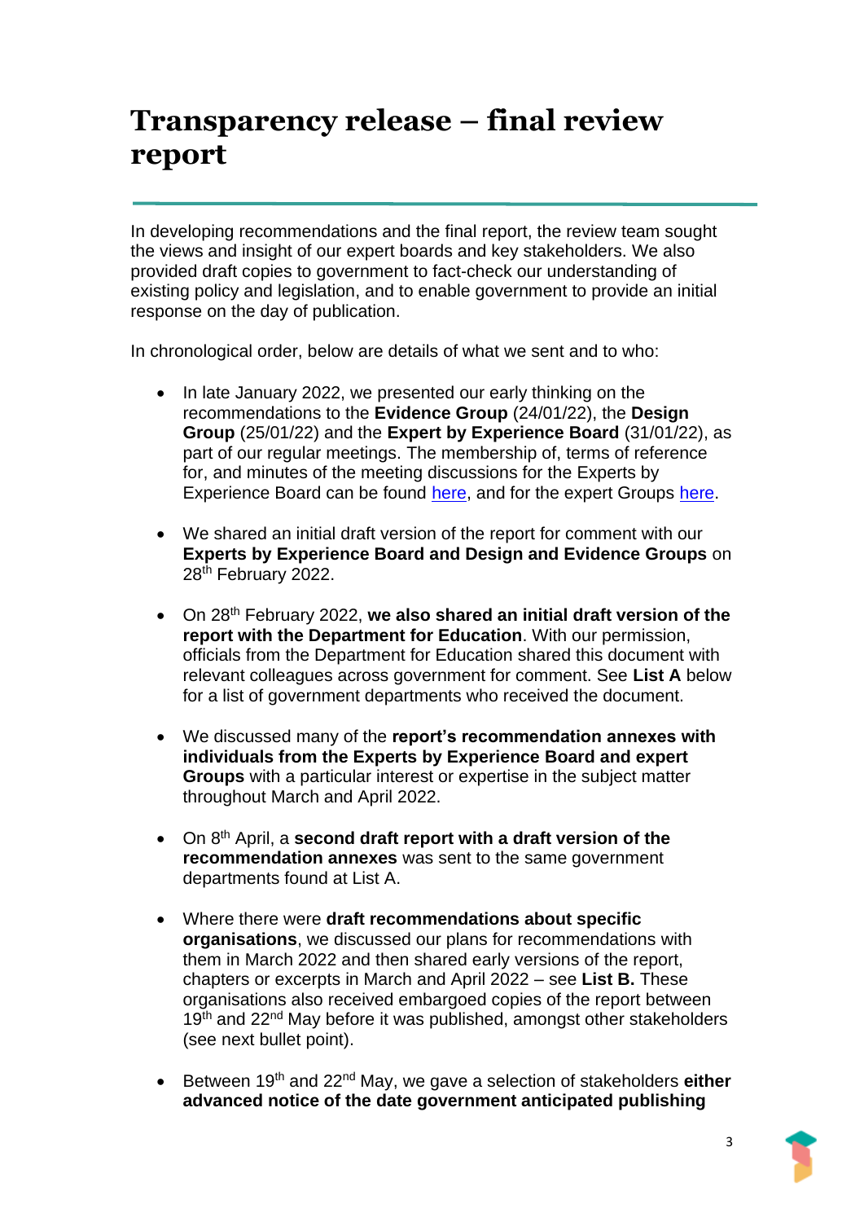# Transparency release – final review report

In developing recommendations and the final report, the review team sought the views and insight of our expert boards and key stakeholders. We also provided draft copies to government to fact-check our understanding of existing policy and legislation, and to enable government to provide an initial response on the day of publication.

In chronological order, below are details of what we sent and to who:

- In late January 2022, we presented our early thinking on the recommendations to the **Evidence Group** (24/01/22), the **Design Group** (25/01/22) and the **Expert by Experience Board** (31/01/22), as part of our regular meetings. The membership of, terms of reference for, and minutes of the meeting discussions for the Experts by Experience Board can be found here, and for the expert Groups here.

- We shared an initial draft version of the report for comment with our **Experts by Experience Board and Design and Evidence Groups** on 28th February 2022.

- On 28th February 2022, **we also shared an initial draft version of the report with the Department for Education**. With our permission, officials from the Department for Education shared this document with relevant colleagues across government for comment. See **List A** below for a list of government departments who received the document.

- We discussed many of the **report's recommendation annexes with individuals from the Experts by Experience Board and expert Groups** with a particular interest or expertise in the subject matter throughout March and April 2022.

- On 8th April, a **second draft report with a draft version of the recommendation annexes** was sent to the same government departments found at List A.

- Where there were **draft recommendations about specific organisations**, we discussed our plans for recommendations with them in March 2022 and then shared early versions of the report, chapters or excerpts in March and April 2022 – see **List B.** These organisations also received embargoed copies of the report between 19th and 22nd May before it was published, amongst other stakeholders (see next bullet point).

- Between 19th and 22nd May, we gave a selection of stakeholders **either advanced notice of the date government anticipated publishing**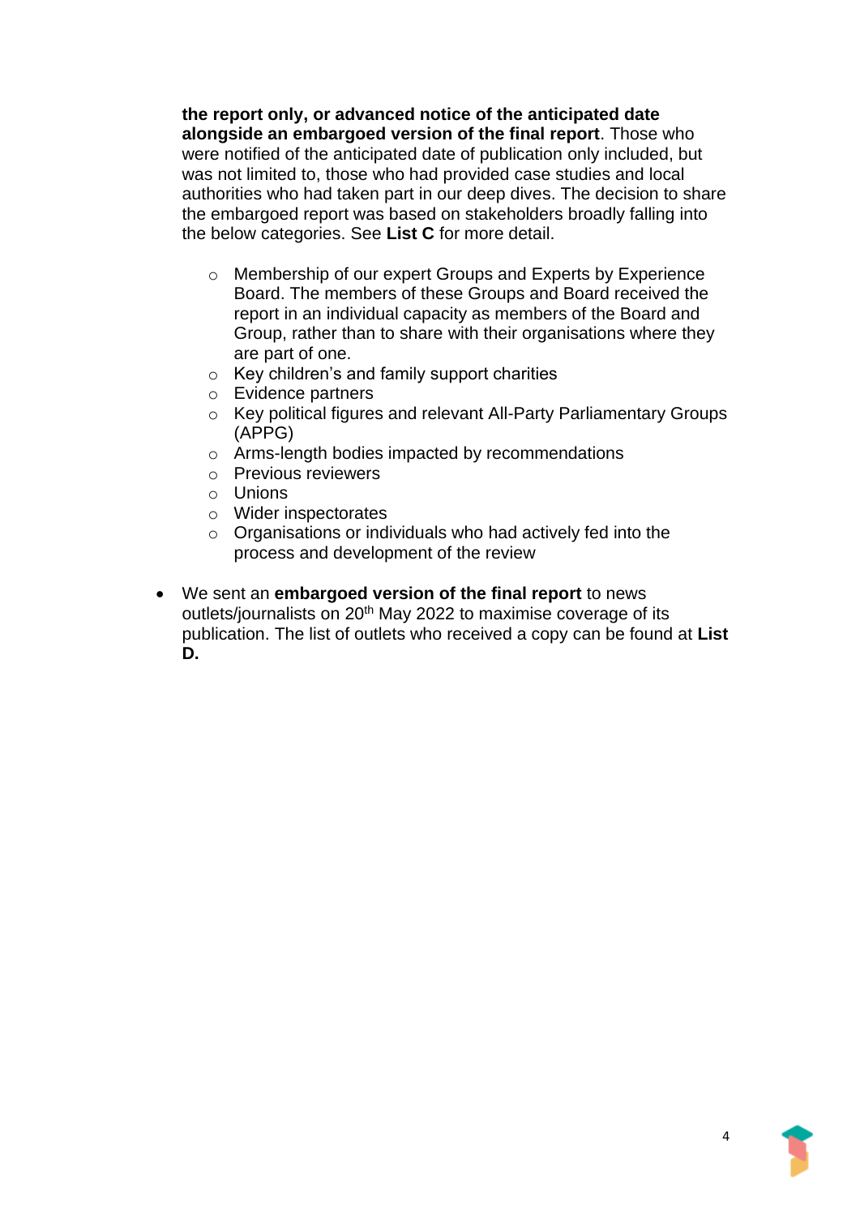**the report only, or advanced notice of the anticipated date alongside an embargoed version of the final report**. Those who were notified of the anticipated date of publication only included, but was not limited to, those who had provided case studies and local authorities who had taken part in our deep dives. The decision to share the embargoed report was based on stakeholders broadly falling into the below categories. See **List C** for more detail.

  - Membership of our expert Groups and Experts by Experience Board. The members of these Groups and Board received the report in an individual capacity as members of the Board and Group, rather than to share with their organisations where they are part of one.
  - Key children's and family support charities
  - Evidence partners
  - Key political figures and relevant All-Party Parliamentary Groups (APPG)
  - Arms-length bodies impacted by recommendations
  - Previous reviewers
  - Unions
  - Wider inspectorates
  - Organisations or individuals who had actively fed into the process and development of the review

- We sent an **embargoed version of the final report** to news outlets/journalists on 20th May 2022 to maximise coverage of its publication. The list of outlets who received a copy can be found at **List D.**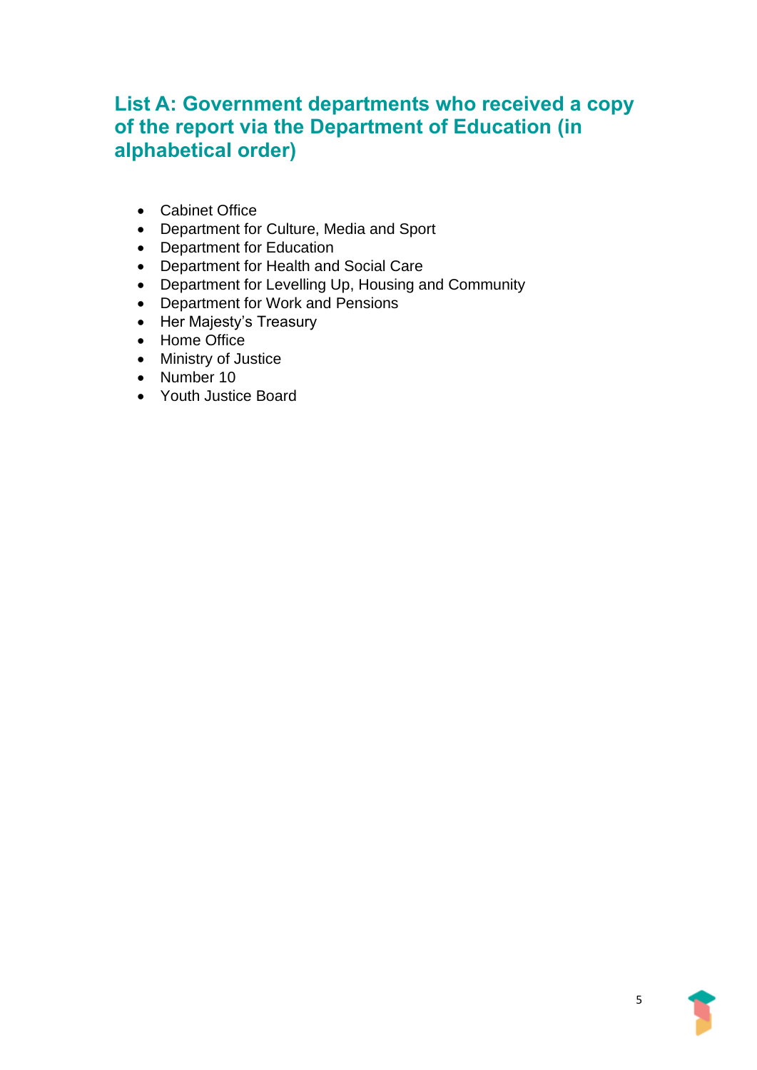## List A: Government departments who received a copy of the report via the Department of Education (in alphabetical order)

- Cabinet Office
- Department for Culture, Media and Sport
- Department for Education
- Department for Health and Social Care
- Department for Levelling Up, Housing and Community
- Department for Work and Pensions
- Her Majesty's Treasury
- Home Office
- Ministry of Justice
- Number 10
- Youth Justice Board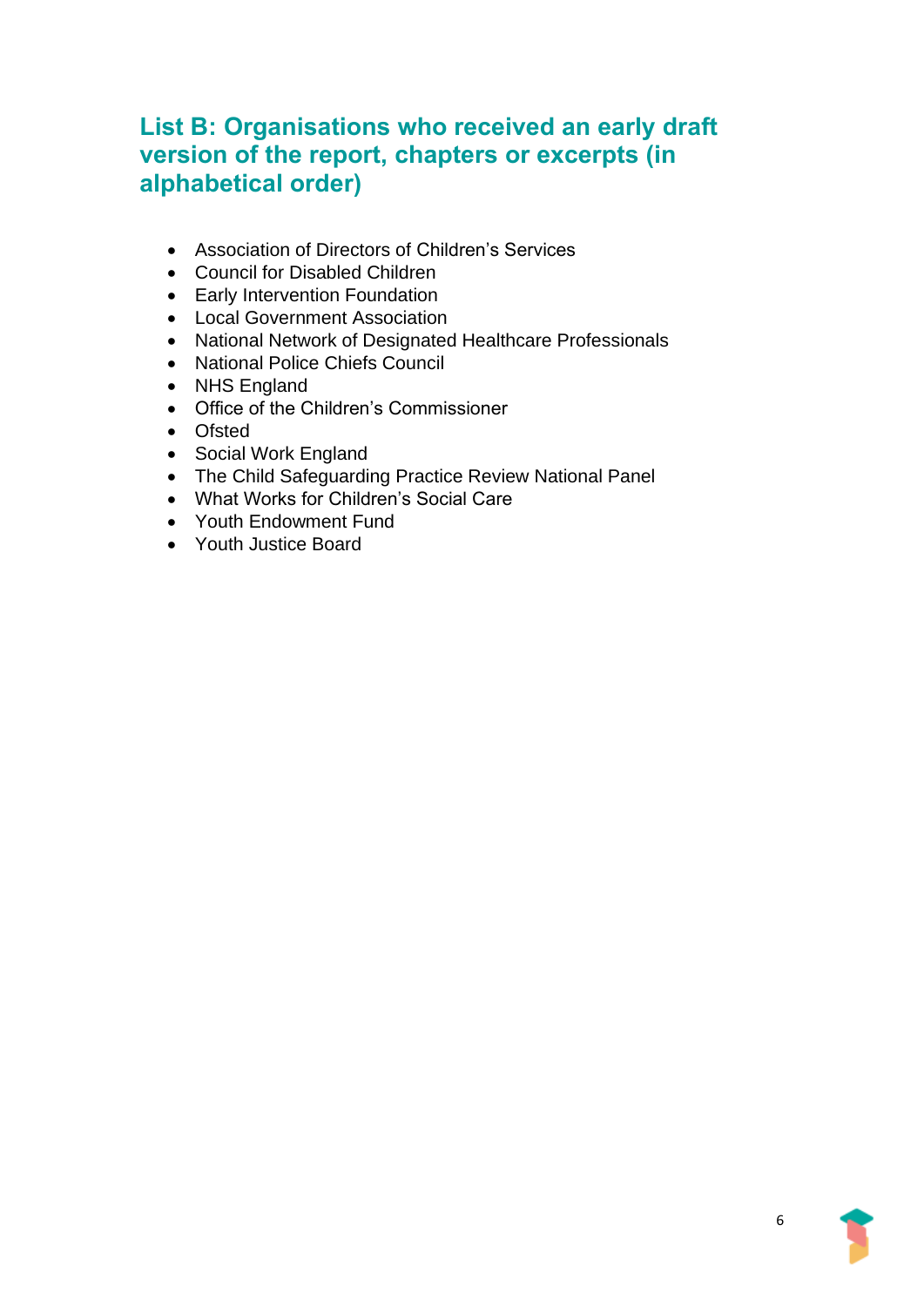## List B: Organisations who received an early draft version of the report, chapters or excerpts (in alphabetical order)

- Association of Directors of Children's Services
- Council for Disabled Children
- Early Intervention Foundation
- Local Government Association
- National Network of Designated Healthcare Professionals
- National Police Chiefs Council
- NHS England
- Office of the Children's Commissioner
- Ofsted
- Social Work England
- The Child Safeguarding Practice Review National Panel
- What Works for Children's Social Care
- Youth Endowment Fund
- Youth Justice Board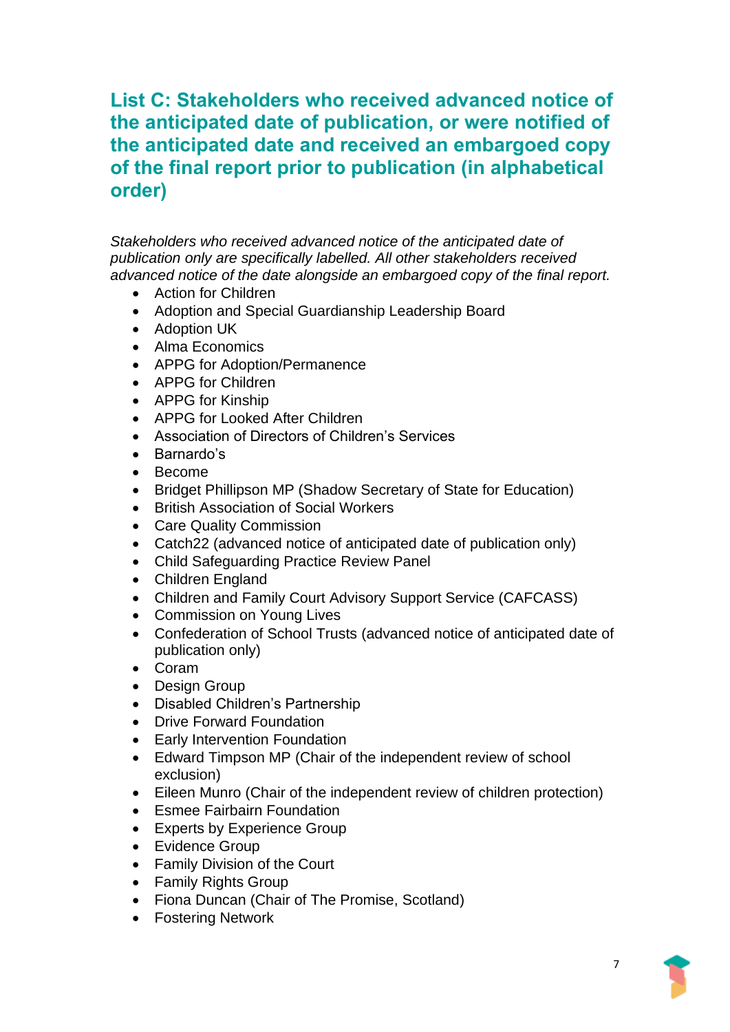## List C: Stakeholders who received advanced notice of the anticipated date of publication, or were notified of the anticipated date and received an embargoed copy of the final report prior to publication (in alphabetical order)

*Stakeholders who received advanced notice of the anticipated date of publication only are specifically labelled. All other stakeholders received advanced notice of the date alongside an embargoed copy of the final report.*

- Action for Children
- Adoption and Special Guardianship Leadership Board
- Adoption UK
- Alma Economics
- APPG for Adoption/Permanence
- APPG for Children
- APPG for Kinship
- APPG for Looked After Children
- Association of Directors of Children's Services
- Barnardo's
- Become
- Bridget Phillipson MP (Shadow Secretary of State for Education)
- British Association of Social Workers
- Care Quality Commission
- Catch22 (advanced notice of anticipated date of publication only)
- Child Safeguarding Practice Review Panel
- Children England
- Children and Family Court Advisory Support Service (CAFCASS)
- Commission on Young Lives
- Confederation of School Trusts (advanced notice of anticipated date of publication only)
- Coram
- Design Group
- Disabled Children's Partnership
- Drive Forward Foundation
- Early Intervention Foundation
- Edward Timpson MP (Chair of the independent review of school exclusion)
- Eileen Munro (Chair of the independent review of children protection)
- Esmee Fairbairn Foundation
- Experts by Experience Group
- Evidence Group
- Family Division of the Court
- Family Rights Group
- Fiona Duncan (Chair of The Promise, Scotland)
- Fostering Network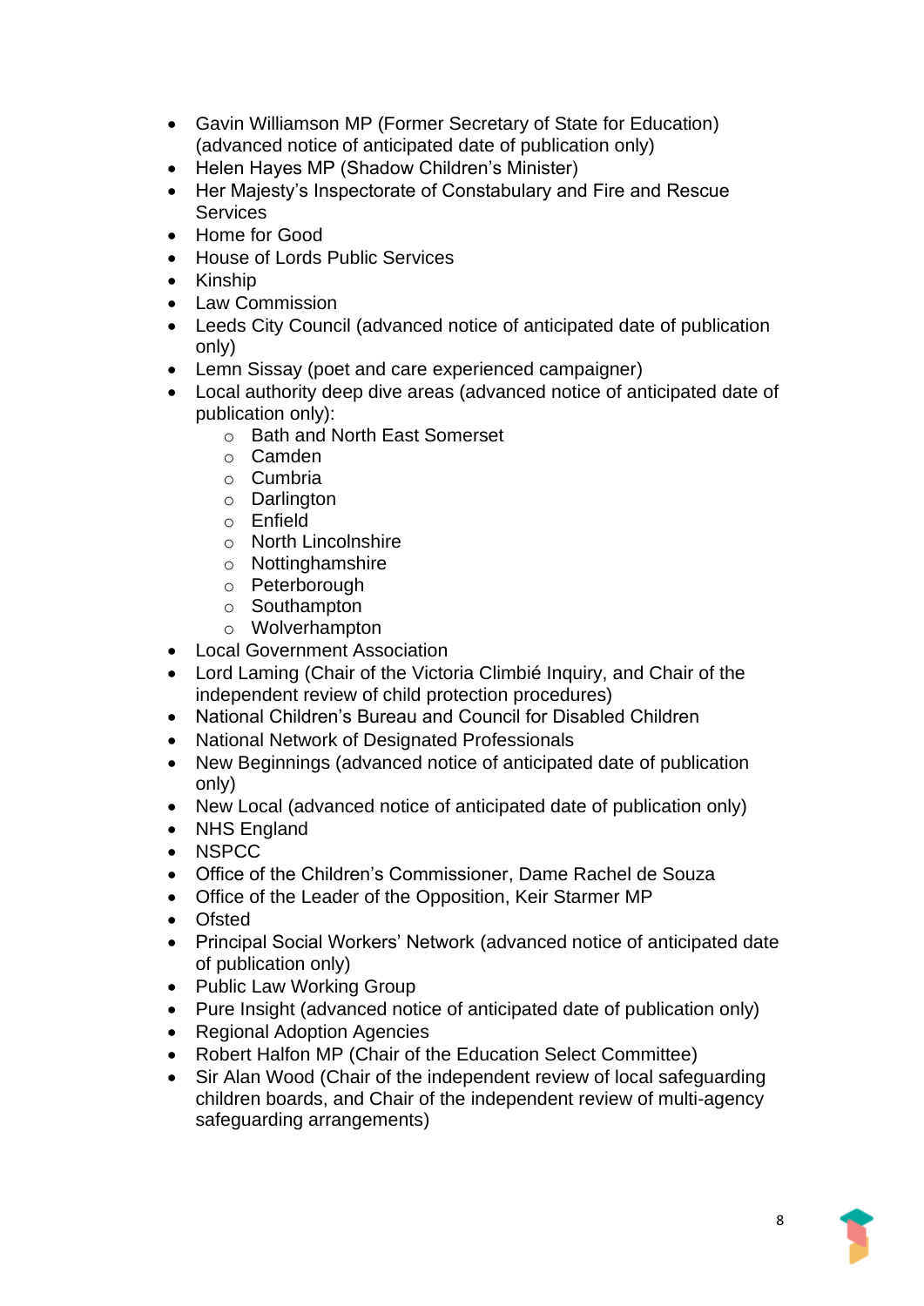- Gavin Williamson MP (Former Secretary of State for Education) (advanced notice of anticipated date of publication only)
- Helen Hayes MP (Shadow Children's Minister)
- Her Majesty's Inspectorate of Constabulary and Fire and Rescue Services
- Home for Good
- House of Lords Public Services
- Kinship
- Law Commission
- Leeds City Council (advanced notice of anticipated date of publication only)
- Lemn Sissay (poet and care experienced campaigner)
- Local authority deep dive areas (advanced notice of anticipated date of publication only):
    - Bath and North East Somerset
    - Camden
    - Cumbria
    - Darlington
    - Enfield
    - North Lincolnshire
    - Nottinghamshire
    - Peterborough
    - Southampton
    - Wolverhampton
- Local Government Association
- Lord Laming (Chair of the Victoria Climbié Inquiry, and Chair of the independent review of child protection procedures)
- National Children's Bureau and Council for Disabled Children
- National Network of Designated Professionals
- New Beginnings (advanced notice of anticipated date of publication only)
- New Local (advanced notice of anticipated date of publication only)
- NHS England
- NSPCC
- Office of the Children's Commissioner, Dame Rachel de Souza
- Office of the Leader of the Opposition, Keir Starmer MP
- Ofsted
- Principal Social Workers' Network (advanced notice of anticipated date of publication only)
- Public Law Working Group
- Pure Insight (advanced notice of anticipated date of publication only)
- Regional Adoption Agencies
- Robert Halfon MP (Chair of the Education Select Committee)
- Sir Alan Wood (Chair of the independent review of local safeguarding children boards, and Chair of the independent review of multi-agency safeguarding arrangements)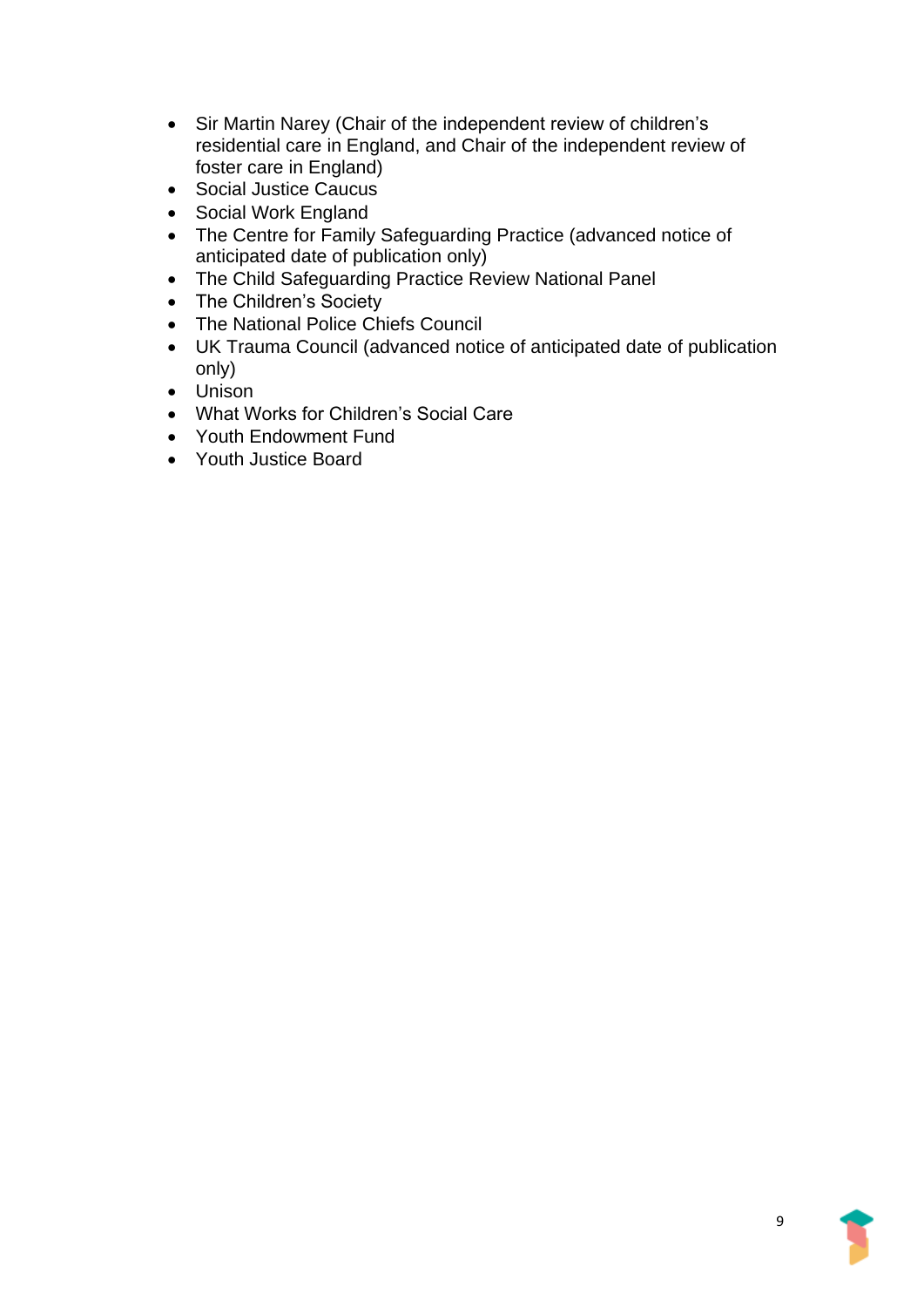- Sir Martin Narey (Chair of the independent review of children's residential care in England, and Chair of the independent review of foster care in England)
- Social Justice Caucus
- Social Work England
- The Centre for Family Safeguarding Practice (advanced notice of anticipated date of publication only)
- The Child Safeguarding Practice Review National Panel
- The Children's Society
- The National Police Chiefs Council
- UK Trauma Council (advanced notice of anticipated date of publication only)
- Unison
- What Works for Children's Social Care
- Youth Endowment Fund
- Youth Justice Board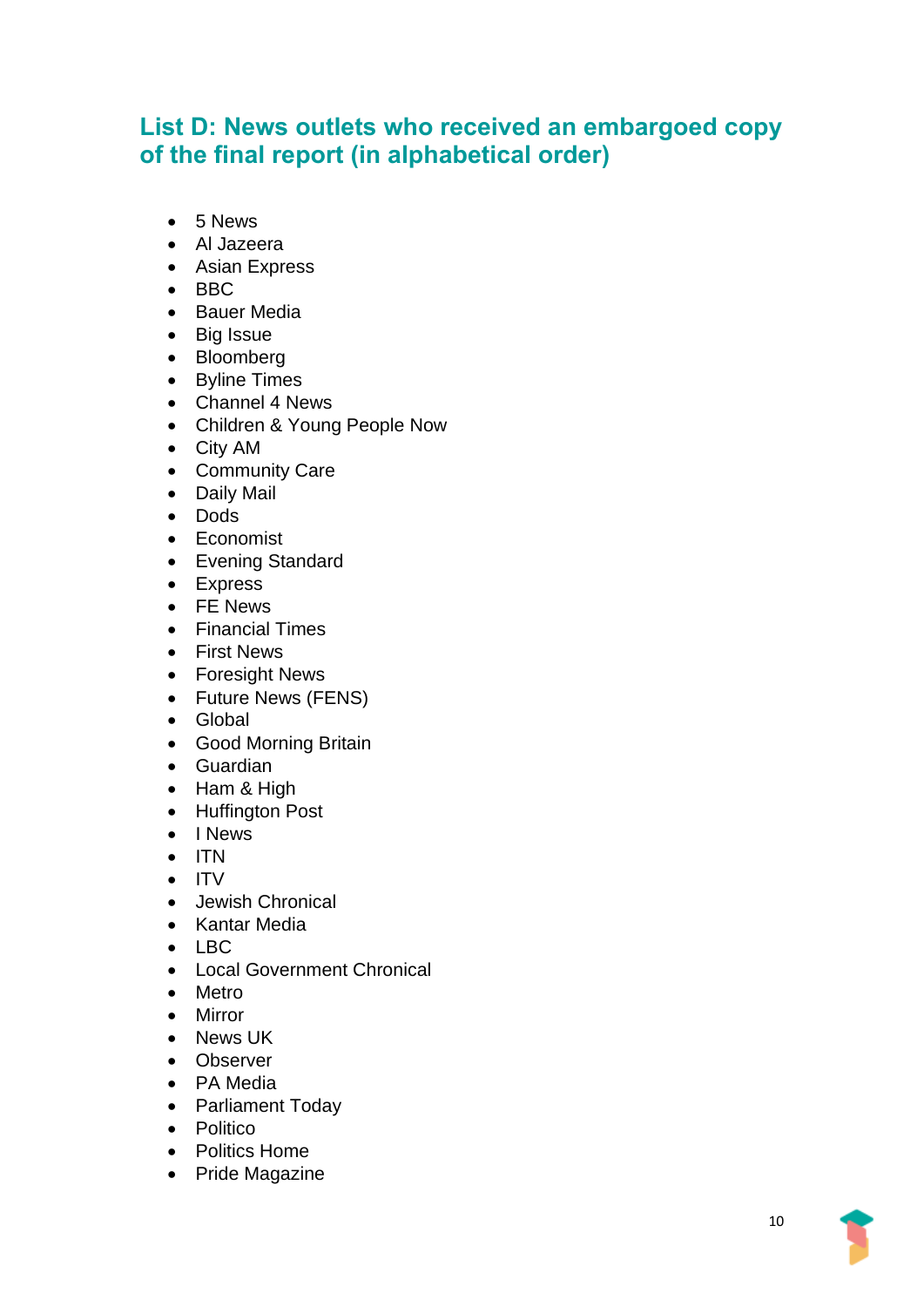## List D: News outlets who received an embargoed copy of the final report (in alphabetical order)

- 5 News
- Al Jazeera
- Asian Express
- BBC
- Bauer Media
- Big Issue
- Bloomberg
- Byline Times
- Channel 4 News
- Children & Young People Now
- City AM
- Community Care
- Daily Mail
- Dods
- Economist
- Evening Standard
- Express
- FE News
- Financial Times
- First News
- Foresight News
- Future News (FENS)
- Global
- Good Morning Britain
- Guardian
- Ham & High
- Huffington Post
- I News
- ITN
- ITV
- Jewish Chronical
- Kantar Media
- LBC
- Local Government Chronical
- Metro
- Mirror
- News UK
- Observer
- PA Media
- Parliament Today
- Politico
- Politics Home
- Pride Magazine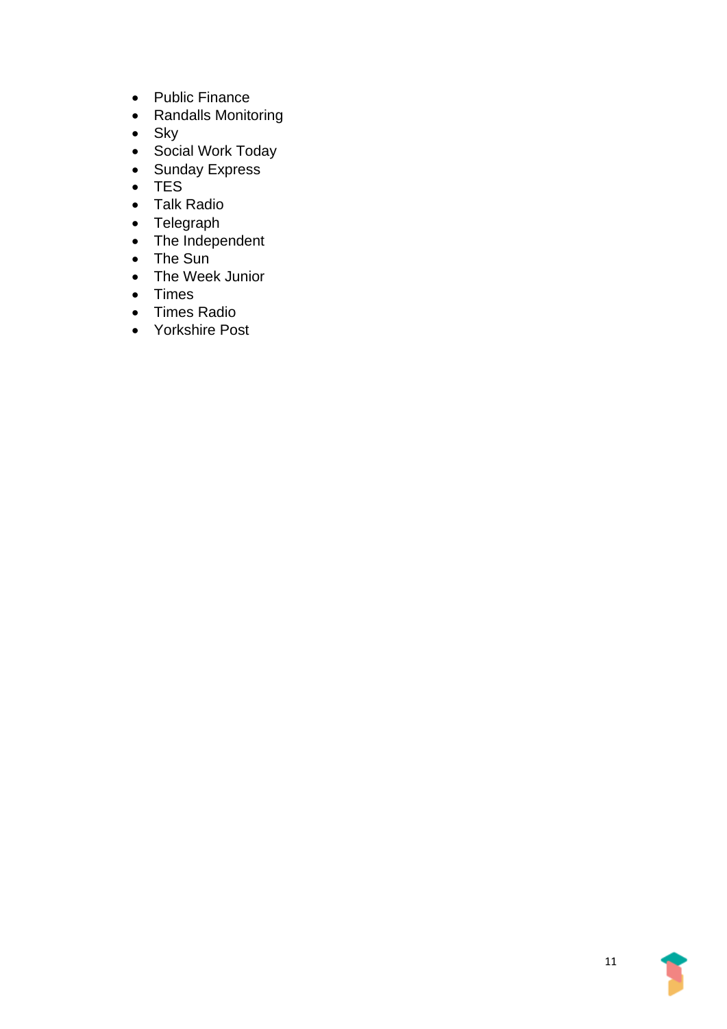- Public Finance
- Randalls Monitoring
- Sky
- Social Work Today
- Sunday Express
- TES
- Talk Radio
- Telegraph
- The Independent
- The Sun
- The Week Junior
- Times
- Times Radio
- Yorkshire Post